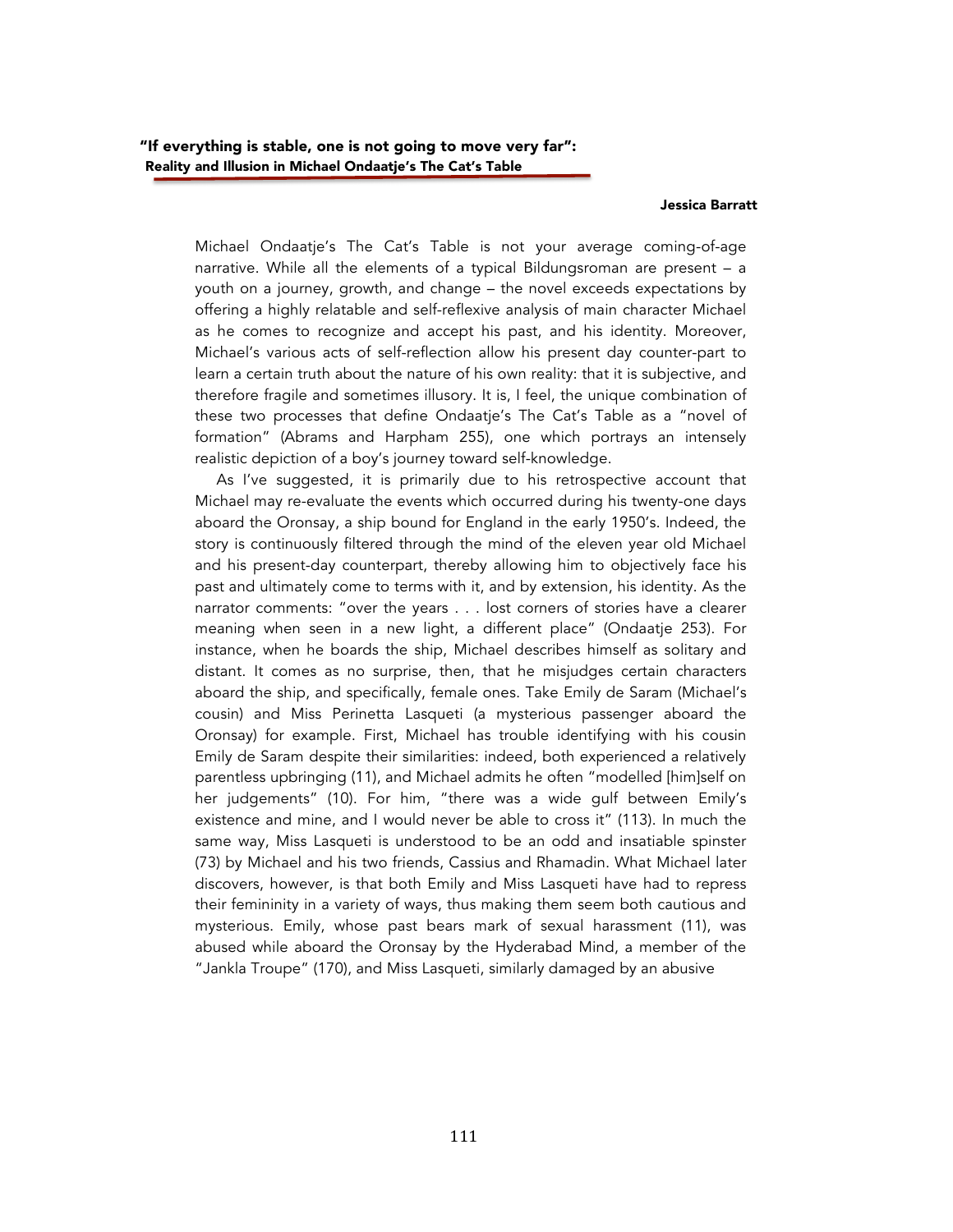# "If everything is stable, one is not going to move very far": Reality and Illusion in Michael Ondaatje's The Cat's Table

**Jessica Barratt**

Michael Ondaatje's The Cat's Table is not your average coming-of-age narrative. While all the elements of a typical Bildungsroman are present – a youth on a journey, growth, and change – the novel exceeds expectations by offering a highly relatable and self-reflexive analysis of main character Michael as he comes to recognize and accept his past, and his identity. Moreover, Michael's various acts of self-reflection allow his present day counter-part to learn a certain truth about the nature of his own reality: that it is subjective, and therefore fragile and sometimes illusory. It is, I feel, the unique combination of these two processes that define Ondaatje's The Cat's Table as a "novel of formation" (Abrams and Harpham 255), one which portrays an intensely realistic depiction of a boy's journey toward self-knowledge.

As I've suggested, it is primarily due to his retrospective account that Michael may re-evaluate the events which occurred during his twenty-one days aboard the Oronsay, a ship bound for England in the early 1950's. Indeed, the story is continuously filtered through the mind of the eleven year old Michael and his present-day counterpart, thereby allowing him to objectively face his past and ultimately come to terms with it, and by extension, his identity. As the narrator comments: "over the years . . . lost corners of stories have a clearer meaning when seen in a new light, a different place" (Ondaatje 253). For instance, when he boards the ship, Michael describes himself as solitary and distant. It comes as no surprise, then, that he misjudges certain characters aboard the ship, and specifically, female ones. Take Emily de Saram (Michael's cousin) and Miss Perinetta Lasqueti (a mysterious passenger aboard the Oronsay) for example. First, Michael has trouble identifying with his cousin Emily de Saram despite their similarities: indeed, both experienced a relatively parentless upbringing (11), and Michael admits he often "modelled [him]self on her judgements" (10). For him, "there was a wide gulf between Emily's existence and mine, and I would never be able to cross it" (113). In much the same way, Miss Lasqueti is understood to be an odd and insatiable spinster (73) by Michael and his two friends, Cassius and Rhamadin. What Michael later discovers, however, is that both Emily and Miss Lasqueti have had to repress their femininity in a variety of ways, thus making them seem both cautious and mysterious. Emily, whose past bears mark of sexual harassment (11), was abused while aboard the Oronsay by the Hyderabad Mind, a member of the "Jankla Troupe" (170), and Miss Lasqueti, similarly damaged by an abusive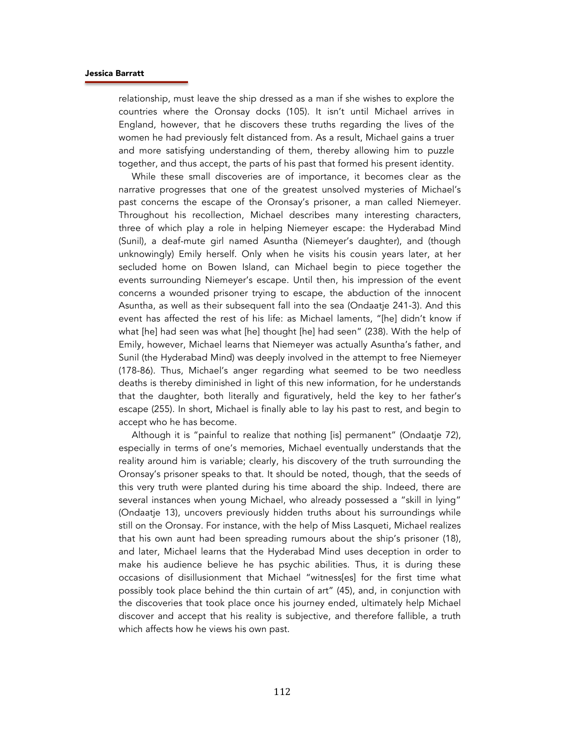relationship, must leave the ship dressed as a man if she wishes to explore the countries where the Oronsay docks (105). It isn't until Michael arrives in England, however, that he discovers these truths regarding the lives of the women he had previously felt distanced from. As a result, Michael gains a truer and more satisfying understanding of them, thereby allowing him to puzzle together, and thus accept, the parts of his past that formed his present identity.

While these small discoveries are of importance, it becomes clear as the narrative progresses that one of the greatest unsolved mysteries of Michael's past concerns the escape of the Oronsay's prisoner, a man called Niemeyer. Throughout his recollection, Michael describes many interesting characters, three of which play a role in helping Niemeyer escape: the Hyderabad Mind (Sunil), a deaf-mute girl named Asuntha (Niemeyer's daughter), and (though unknowingly) Emily herself. Only when he visits his cousin years later, at her secluded home on Bowen Island, can Michael begin to piece together the events surrounding Niemeyer's escape. Until then, his impression of the event concerns a wounded prisoner trying to escape, the abduction of the innocent Asuntha, as well as their subsequent fall into the sea (Ondaatje 241-3). And this event has affected the rest of his life: as Michael laments, "[he] didn't know if what [he] had seen was what [he] thought [he] had seen" (238). With the help of Emily, however, Michael learns that Niemeyer was actually Asuntha's father, and Sunil (the Hyderabad Mind) was deeply involved in the attempt to free Niemeyer (178-86). Thus, Michael's anger regarding what seemed to be two needless deaths is thereby diminished in light of this new information, for he understands that the daughter, both literally and figuratively, held the key to her father's escape (255). In short, Michael is finally able to lay his past to rest, and begin to accept who he has become.

Although it is "painful to realize that nothing [is] permanent" (Ondaatje 72), especially in terms of one's memories, Michael eventually understands that the reality around him is variable; clearly, his discovery of the truth surrounding the Oronsay's prisoner speaks to that. It should be noted, though, that the seeds of this very truth were planted during his time aboard the ship. Indeed, there are several instances when young Michael, who already possessed a "skill in lying" (Ondaatje 13), uncovers previously hidden truths about his surroundings while still on the Oronsay. For instance, with the help of Miss Lasqueti, Michael realizes that his own aunt had been spreading rumours about the ship's prisoner (18), and later, Michael learns that the Hyderabad Mind uses deception in order to make his audience believe he has psychic abilities. Thus, it is during these occasions of disillusionment that Michael "witness[es] for the first time what possibly took place behind the thin curtain of art" (45), and, in conjunction with the discoveries that took place once his journey ended, ultimately help Michael discover and accept that his reality is subjective, and therefore fallible, a truth which affects how he views his own past.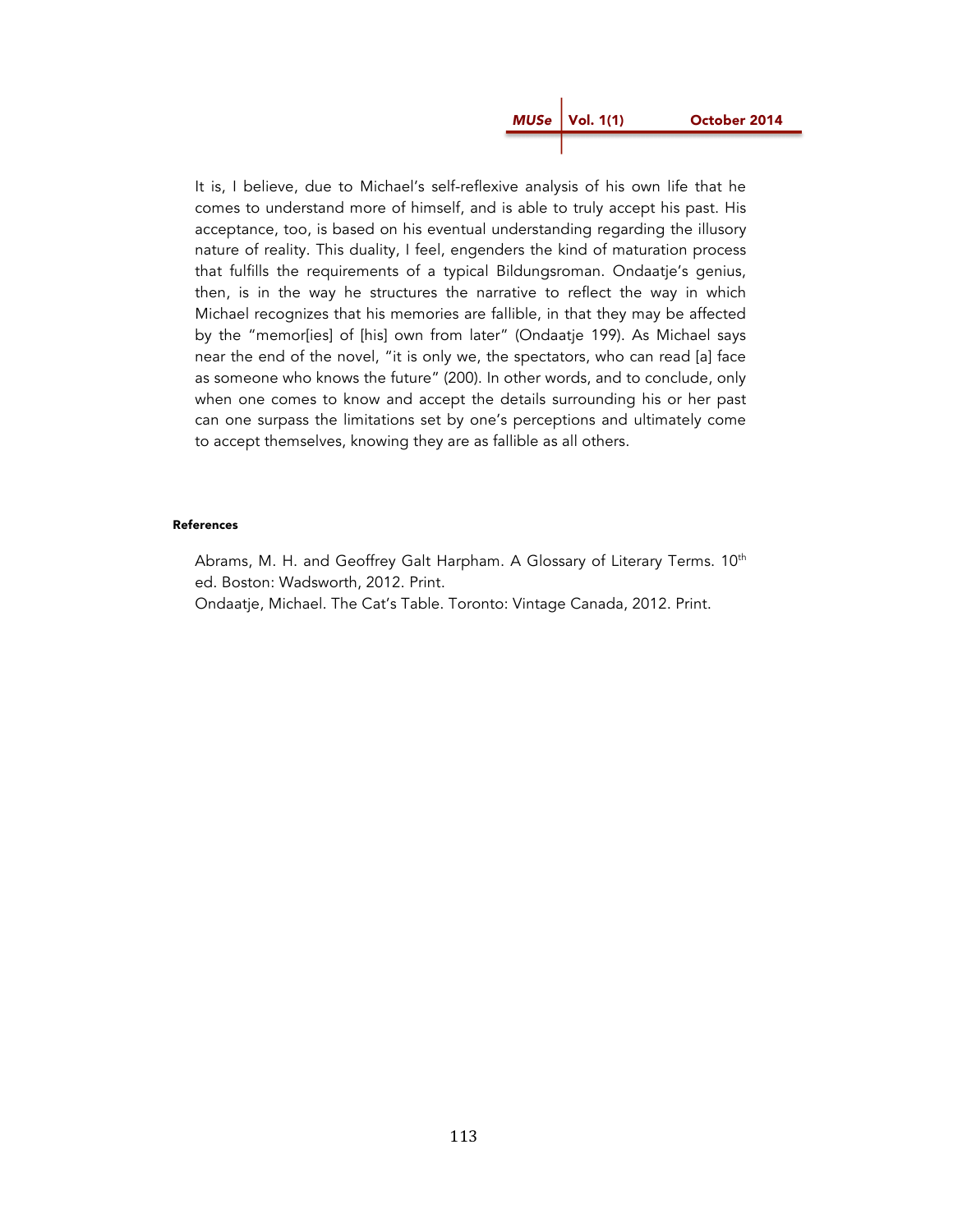It is, I believe, due to Michael's self-reflexive analysis of his own life that he comes to understand more of himself, and is able to truly accept his past. His acceptance, too, is based on his eventual understanding regarding the illusory nature of reality. This duality, I feel, engenders the kind of maturation process that fulfills the requirements of a typical Bildungsroman. Ondaatje's genius, then, is in the way he structures the narrative to reflect the way in which Michael recognizes that his memories are fallible, in that they may be affected by the "memor[ies] of [his] own from later" (Ondaatje 199). As Michael says near the end of the novel, "it is only we, the spectators, who can read [a] face as someone who knows the future" (200). In other words, and to conclude, only when one comes to know and accept the details surrounding his or her past can one surpass the limitations set by one's perceptions and ultimately come to accept themselves, knowing they are as fallible as all others.

**References**

Abrams, M. H. and Geoffrey Galt Harpham. A Glossary of Literary Terms. 10th ed. Boston: Wadsworth, 2012. Print.

Ondaatje, Michael. The Cat's Table. Toronto: Vintage Canada, 2012. Print.